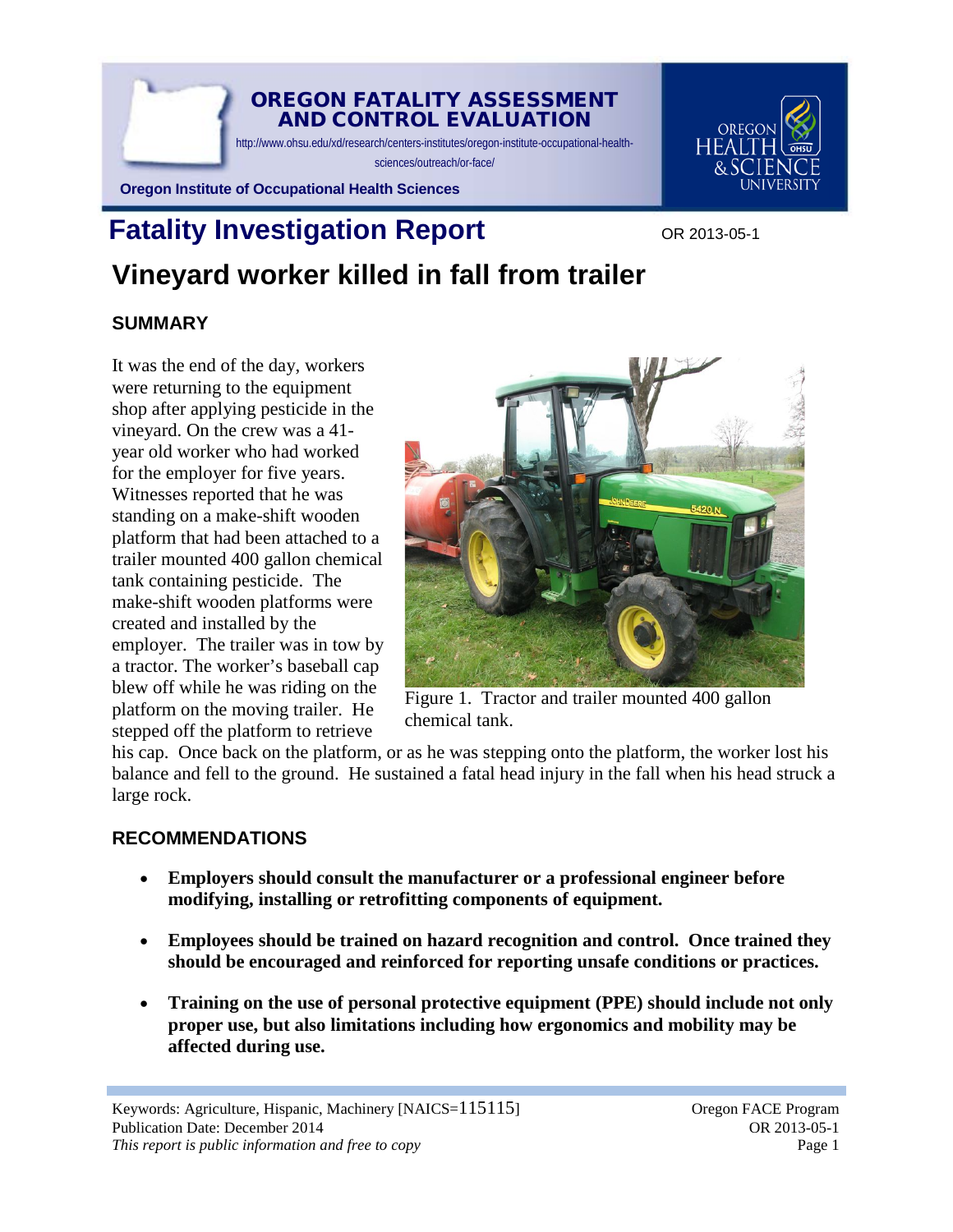**OREGON FATALITY ASSESSMENT AND CONTROL EVALUATION**

http://www.ohsu.edu/xd/research/centers-institutes/oregon-institute-occupational-health-sciences/outreach/or-face/

**Oregon Institute of Occupational Health Sciences**

# Fatality Investigation Report

OR 2013-05-1

# Vineyard worker killed in fall from trailer

## SUMMARY

It was the end of the day, workers were returning to the equipment shop after applying pesticide in the vineyard. On the crew was a 41-year old worker who had worked for the employer for five years. Witnesses reported that he was standing on a make-shift wooden platform that had been attached to a trailer mounted 400 gallon chemical tank containing pesticide. The make-shift wooden platforms were created and installed by the employer. The trailer was in tow by a tractor. The worker's baseball cap blew off while he was riding on the platform on the moving trailer. He stepped off the platform to retrieve his cap. Once back on the platform, or as he was stepping onto the platform, the worker lost his balance and fell to the ground. He sustained a fatal head injury in the fall when his head struck a large rock.

Figure 1. Tractor and trailer mounted 400 gallon chemical tank.

## RECOMMENDATIONS

- **Employers should consult the manufacturer or a professional engineer before modifying, installing or retrofitting components of equipment.**
- **Employees should be trained on hazard recognition and control. Once trained they should be encouraged and reinforced for reporting unsafe conditions or practices.**
- **Training on the use of personal protective equipment (PPE) should include not only proper use, but also limitations including how ergonomics and mobility may be affected during use.**

Keywords: Agriculture, Hispanic, Machinery [NAICS=115115]
Publication Date: December 2014
*This report is public information and free to copy*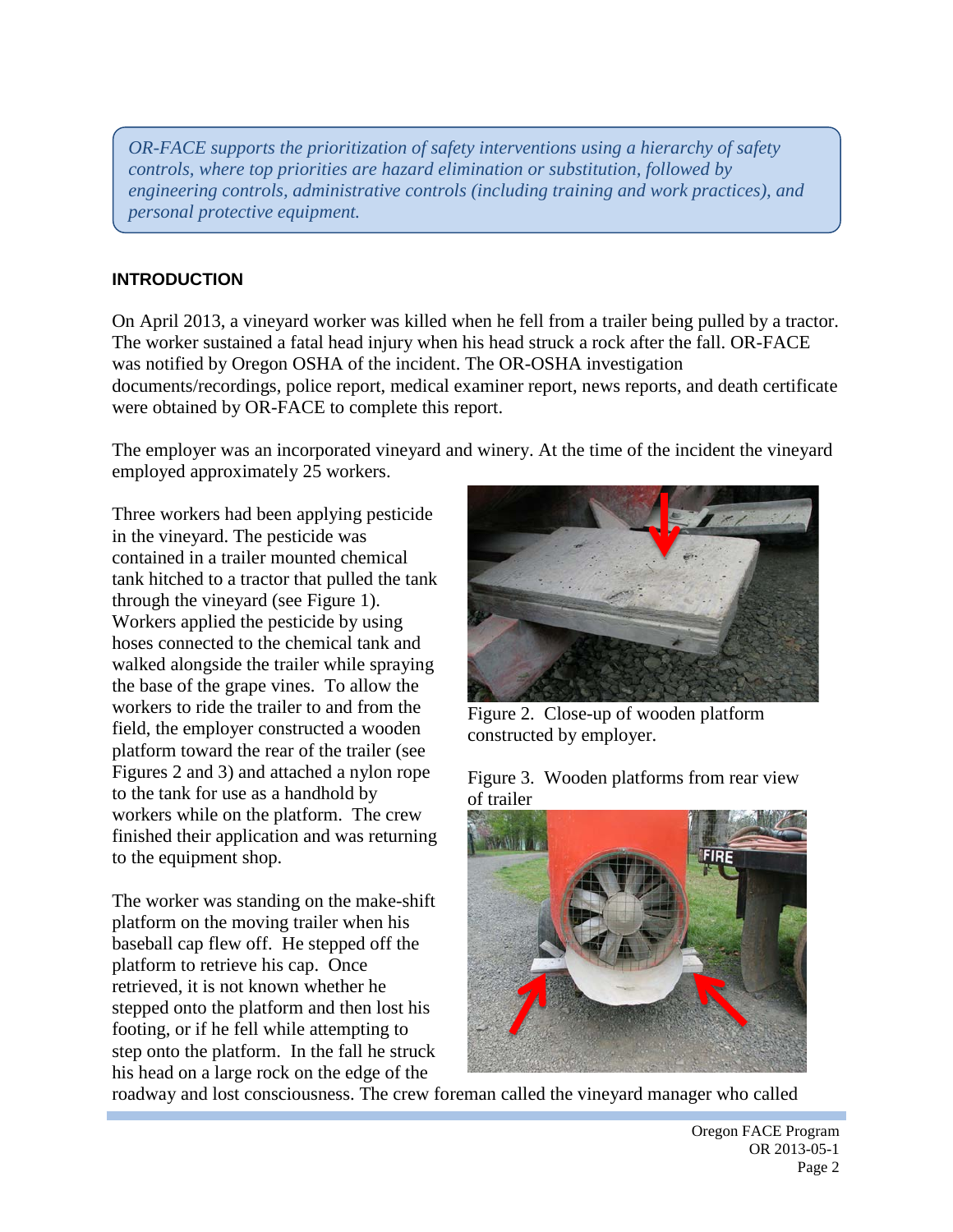*OR-FACE supports the prioritization of safety interventions using a hierarchy of safety controls, where top priorities are hazard elimination or substitution, followed by engineering controls, administrative controls (including training and work practices), and personal protective equipment.*

## INTRODUCTION

On April 2013, a vineyard worker was killed when he fell from a trailer being pulled by a tractor. The worker sustained a fatal head injury when his head struck a rock after the fall. OR-FACE was notified by Oregon OSHA of the incident. The OR-OSHA investigation documents/recordings, police report, medical examiner report, news reports, and death certificate were obtained by OR-FACE to complete this report.

The employer was an incorporated vineyard and winery. At the time of the incident the vineyard employed approximately 25 workers.

Three workers had been applying pesticide in the vineyard. The pesticide was contained in a trailer mounted chemical tank hitched to a tractor that pulled the tank through the vineyard (see Figure 1). Workers applied the pesticide by using hoses connected to the chemical tank and walked alongside the trailer while spraying the base of the grape vines. To allow the workers to ride the trailer to and from the field, the employer constructed a wooden platform toward the rear of the trailer (see Figures 2 and 3) and attached a nylon rope to the tank for use as a handhold by workers while on the platform. The crew finished their application and was returning to the equipment shop.

Figure 2. Close-up of wooden platform constructed by employer.

Figure 3. Wooden platforms from rear view of trailer

The worker was standing on the make-shift platform on the moving trailer when his baseball cap flew off. He stepped off the platform to retrieve his cap. Once retrieved, it is not known whether he stepped onto the platform and then lost his footing, or if he fell while attempting to step onto the platform. In the fall he struck his head on a large rock on the edge of the roadway and lost consciousness. The crew foreman called the vineyard manager who called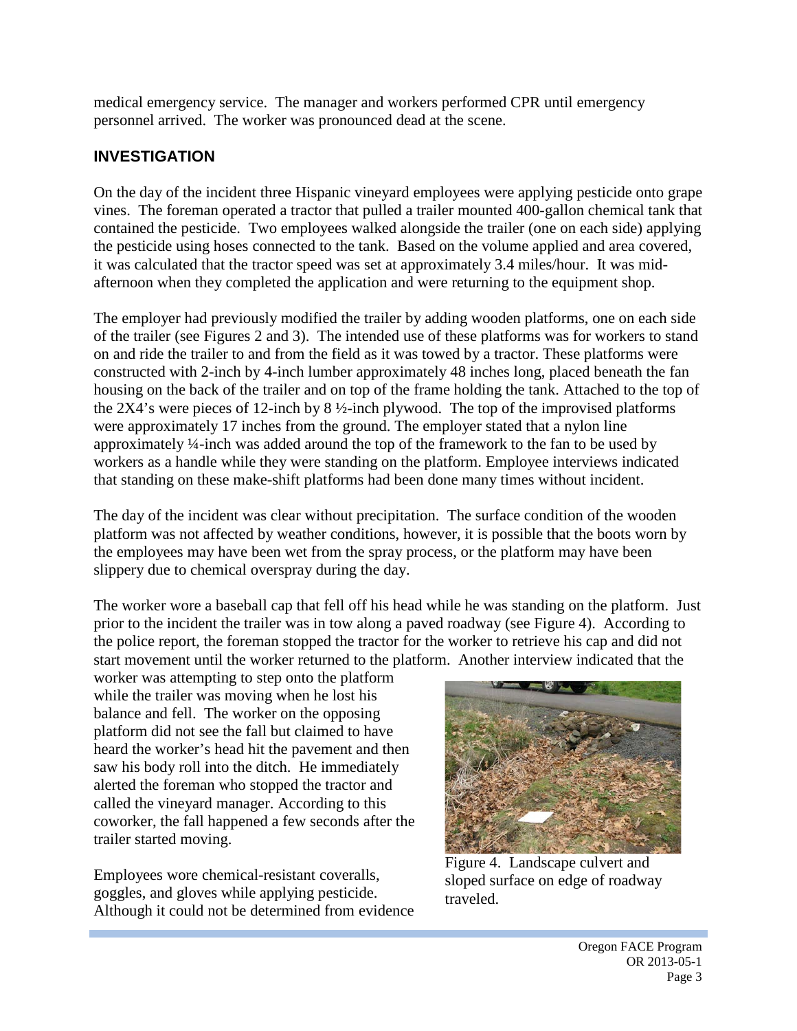medical emergency service. The manager and workers performed CPR until emergency personnel arrived. The worker was pronounced dead at the scene.

## INVESTIGATION

On the day of the incident three Hispanic vineyard employees were applying pesticide onto grape vines. The foreman operated a tractor that pulled a trailer mounted 400-gallon chemical tank that contained the pesticide. Two employees walked alongside the trailer (one on each side) applying the pesticide using hoses connected to the tank. Based on the volume applied and area covered, it was calculated that the tractor speed was set at approximately 3.4 miles/hour. It was mid-afternoon when they completed the application and were returning to the equipment shop.

The employer had previously modified the trailer by adding wooden platforms, one on each side of the trailer (see Figures 2 and 3). The intended use of these platforms was for workers to stand on and ride the trailer to and from the field as it was towed by a tractor. These platforms were constructed with 2-inch by 4-inch lumber approximately 48 inches long, placed beneath the fan housing on the back of the trailer and on top of the frame holding the tank. Attached to the top of the 2X4's were pieces of 12-inch by 8 ½-inch plywood. The top of the improvised platforms were approximately 17 inches from the ground. The employer stated that a nylon line approximately ¼-inch was added around the top of the framework to the fan to be used by workers as a handle while they were standing on the platform. Employee interviews indicated that standing on these make-shift platforms had been done many times without incident.

The day of the incident was clear without precipitation. The surface condition of the wooden platform was not affected by weather conditions, however, it is possible that the boots worn by the employees may have been wet from the spray process, or the platform may have been slippery due to chemical overspray during the day.

The worker wore a baseball cap that fell off his head while he was standing on the platform. Just prior to the incident the trailer was in tow along a paved roadway (see Figure 4). According to the police report, the foreman stopped the tractor for the worker to retrieve his cap and did not start movement until the worker returned to the platform. Another interview indicated that the worker was attempting to step onto the platform while the trailer was moving when he lost his balance and fell. The worker on the opposing platform did not see the fall but claimed to have heard the worker's head hit the pavement and then saw his body roll into the ditch. He immediately alerted the foreman who stopped the tractor and called the vineyard manager. According to this coworker, the fall happened a few seconds after the trailer started moving.

Figure 4. Landscape culvert and sloped surface on edge of roadway traveled.

Employees wore chemical-resistant coveralls, goggles, and gloves while applying pesticide. Although it could not be determined from evidence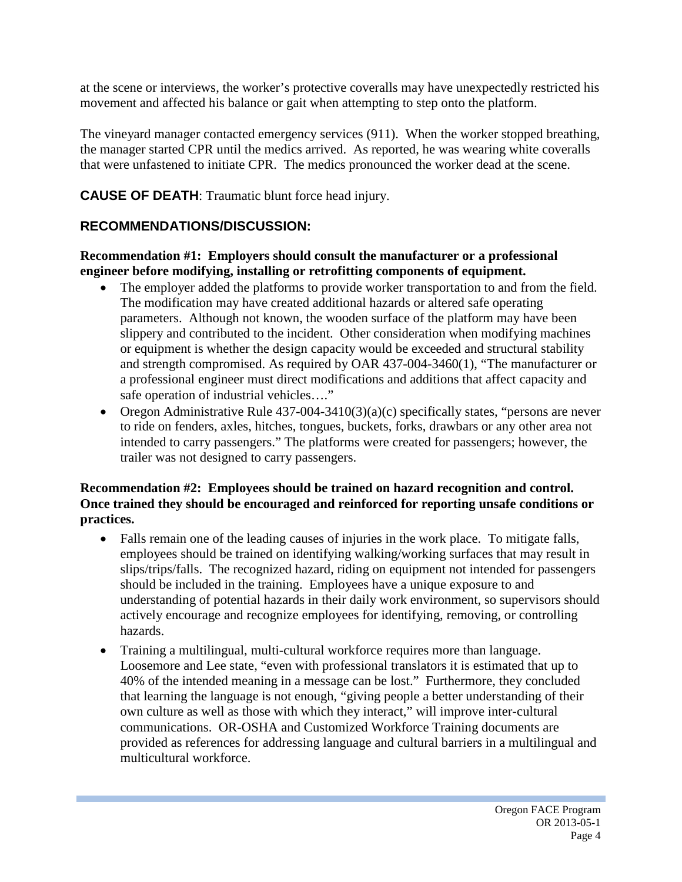at the scene or interviews, the worker's protective coveralls may have unexpectedly restricted his movement and affected his balance or gait when attempting to step onto the platform.

The vineyard manager contacted emergency services (911). When the worker stopped breathing, the manager started CPR until the medics arrived. As reported, he was wearing white coveralls that were unfastened to initiate CPR. The medics pronounced the worker dead at the scene.

**CAUSE OF DEATH**: Traumatic blunt force head injury.

## RECOMMENDATIONS/DISCUSSION:

**Recommendation #1: Employers should consult the manufacturer or a professional engineer before modifying, installing or retrofitting components of equipment.**

- The employer added the platforms to provide worker transportation to and from the field. The modification may have created additional hazards or altered safe operating parameters. Although not known, the wooden surface of the platform may have been slippery and contributed to the incident. Other consideration when modifying machines or equipment is whether the design capacity would be exceeded and structural stability and strength compromised. As required by OAR 437-004-3460(1), "The manufacturer or a professional engineer must direct modifications and additions that affect capacity and safe operation of industrial vehicles…."
- Oregon Administrative Rule 437-004-3410(3)(a)(c) specifically states, "persons are never to ride on fenders, axles, hitches, tongues, buckets, forks, drawbars or any other area not intended to carry passengers." The platforms were created for passengers; however, the trailer was not designed to carry passengers.

**Recommendation #2: Employees should be trained on hazard recognition and control. Once trained they should be encouraged and reinforced for reporting unsafe conditions or practices.**

- Falls remain one of the leading causes of injuries in the work place. To mitigate falls, employees should be trained on identifying walking/working surfaces that may result in slips/trips/falls. The recognized hazard, riding on equipment not intended for passengers should be included in the training. Employees have a unique exposure to and understanding of potential hazards in their daily work environment, so supervisors should actively encourage and recognize employees for identifying, removing, or controlling hazards.
- Training a multilingual, multi-cultural workforce requires more than language. Loosemore and Lee state, "even with professional translators it is estimated that up to 40% of the intended meaning in a message can be lost." Furthermore, they concluded that learning the language is not enough, "giving people a better understanding of their own culture as well as those with which they interact," will improve inter-cultural communications. OR-OSHA and Customized Workforce Training documents are provided as references for addressing language and cultural barriers in a multilingual and multicultural workforce.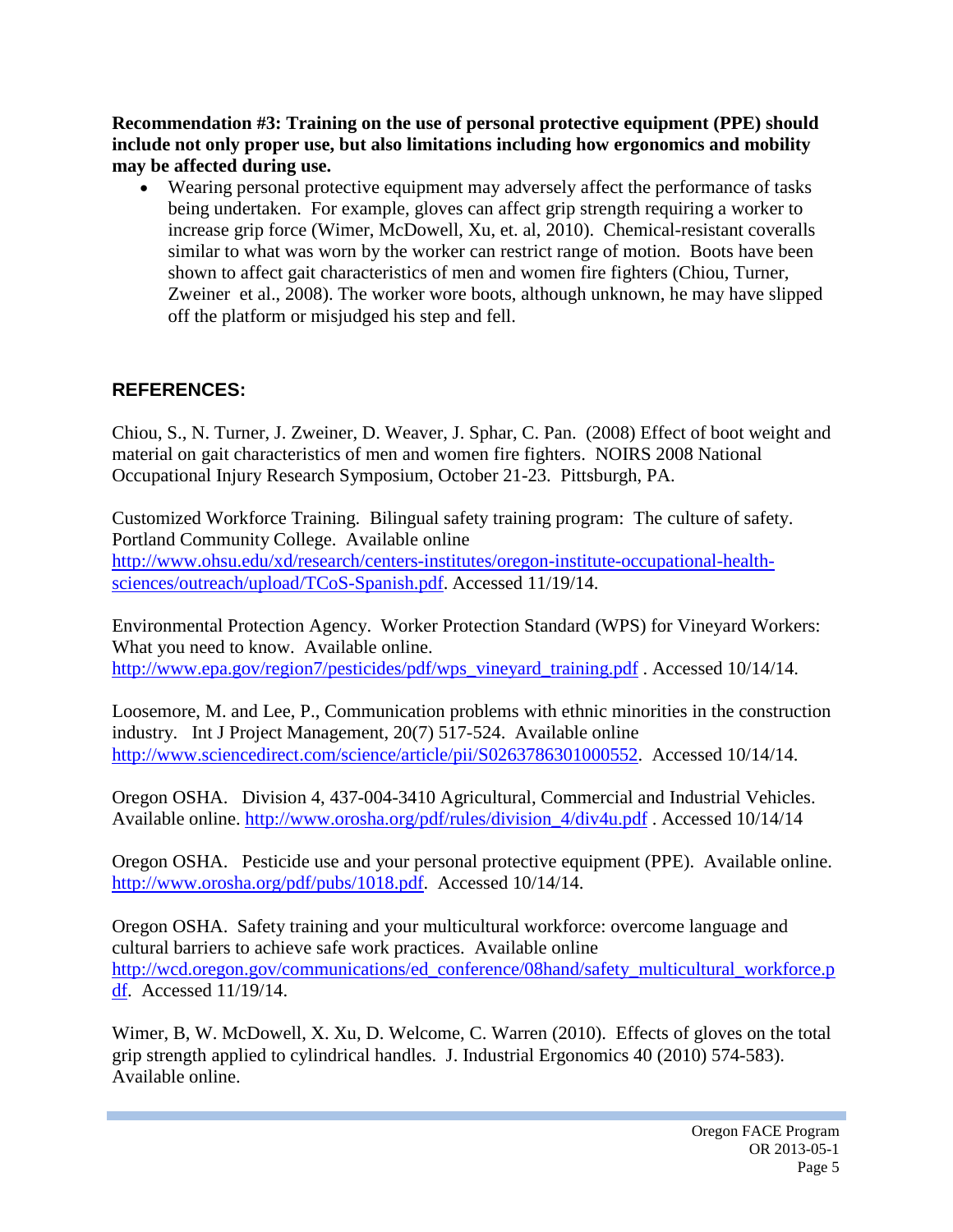**Recommendation #3: Training on the use of personal protective equipment (PPE) should include not only proper use, but also limitations including how ergonomics and mobility may be affected during use.**

- Wearing personal protective equipment may adversely affect the performance of tasks being undertaken. For example, gloves can affect grip strength requiring a worker to increase grip force (Wimer, McDowell, Xu, et. al, 2010). Chemical-resistant coveralls similar to what was worn by the worker can restrict range of motion. Boots have been shown to affect gait characteristics of men and women fire fighters (Chiou, Turner, Zweiner et al., 2008). The worker wore boots, although unknown, he may have slipped off the platform or misjudged his step and fell.

## REFERENCES:

Chiou, S., N. Turner, J. Zweiner, D. Weaver, J. Sphar, C. Pan. (2008) Effect of boot weight and material on gait characteristics of men and women fire fighters. NOIRS 2008 National Occupational Injury Research Symposium, October 21-23. Pittsburgh, PA.

Customized Workforce Training. Bilingual safety training program: The culture of safety. Portland Community College. Available online http://www.ohsu.edu/xd/research/centers-institutes/oregon-institute-occupational-health-sciences/outreach/upload/TCoS-Spanish.pdf. Accessed 11/19/14.

Environmental Protection Agency. Worker Protection Standard (WPS) for Vineyard Workers: What you need to know. Available online. http://www.epa.gov/region7/pesticides/pdf/wps_vineyard_training.pdf . Accessed 10/14/14.

Loosemore, M. and Lee, P., Communication problems with ethnic minorities in the construction industry. Int J Project Management, 20(7) 517-524. Available online http://www.sciencedirect.com/science/article/pii/S0263786301000552. Accessed 10/14/14.

Oregon OSHA. Division 4, 437-004-3410 Agricultural, Commercial and Industrial Vehicles. Available online. http://www.orosha.org/pdf/rules/division_4/div4u.pdf . Accessed 10/14/14

Oregon OSHA. Pesticide use and your personal protective equipment (PPE). Available online. http://www.orosha.org/pdf/pubs/1018.pdf. Accessed 10/14/14.

Oregon OSHA. Safety training and your multicultural workforce: overcome language and cultural barriers to achieve safe work practices. Available online http://wcd.oregon.gov/communications/ed_conference/08hand/safety_multicultural_workforce.pdf. Accessed 11/19/14.

Wimer, B, W. McDowell, X. Xu, D. Welcome, C. Warren (2010). Effects of gloves on the total grip strength applied to cylindrical handles. J. Industrial Ergonomics 40 (2010) 574-583). Available online.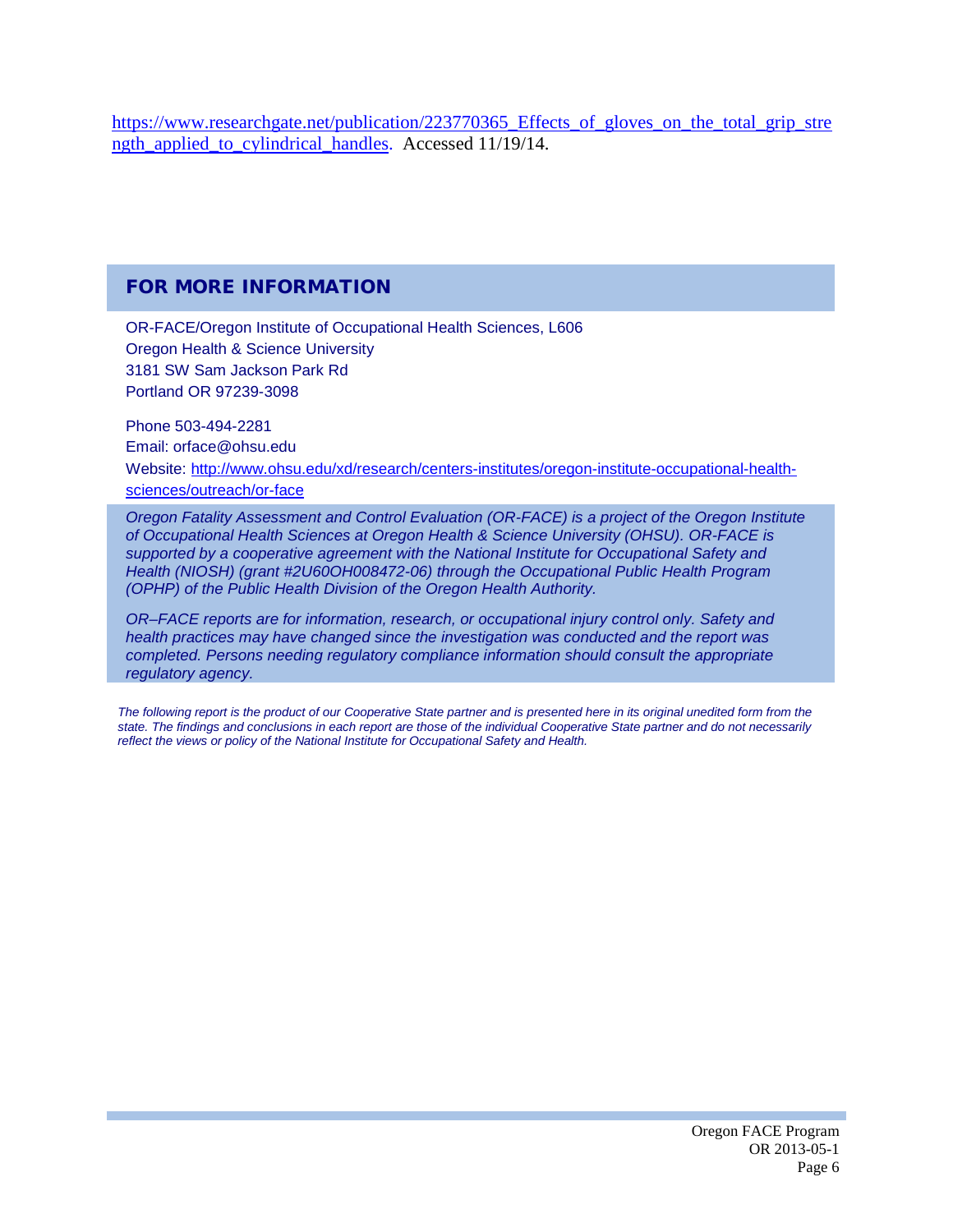https://www.researchgate.net/publication/223770365_Effects_of_gloves_on_the_total_grip_strength_applied_to_cylindrical_handles. Accessed 11/19/14.

## FOR MORE INFORMATION

OR-FACE/Oregon Institute of Occupational Health Sciences, L606
Oregon Health & Science University
3181 SW Sam Jackson Park Rd
Portland OR 97239-3098

Phone 503-494-2281
Email: orface@ohsu.edu
Website: http://www.ohsu.edu/xd/research/centers-institutes/oregon-institute-occupational-health-sciences/outreach/or-face

*Oregon Fatality Assessment and Control Evaluation (OR-FACE) is a project of the Oregon Institute of Occupational Health Sciences at Oregon Health & Science University (OHSU). OR-FACE is supported by a cooperative agreement with the National Institute for Occupational Safety and Health (NIOSH) (grant #2U60OH008472-06) through the Occupational Public Health Program (OPHP) of the Public Health Division of the Oregon Health Authority.*

*OR–FACE reports are for information, research, or occupational injury control only. Safety and health practices may have changed since the investigation was conducted and the report was completed. Persons needing regulatory compliance information should consult the appropriate regulatory agency.*

*The following report is the product of our Cooperative State partner and is presented here in its original unedited form from the state. The findings and conclusions in each report are those of the individual Cooperative State partner and do not necessarily reflect the views or policy of the National Institute for Occupational Safety and Health.*